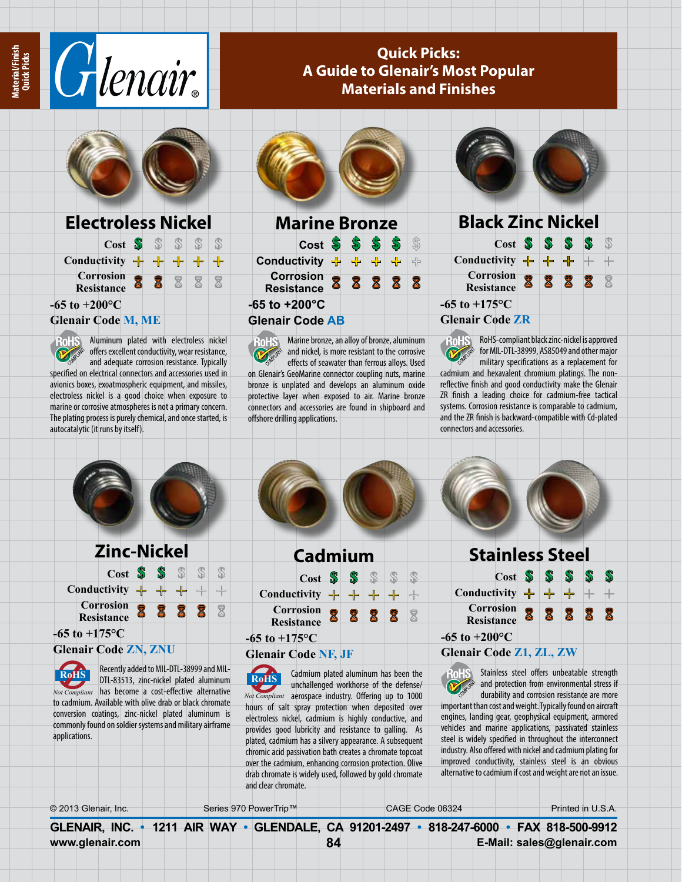# Quick Picks: A Guide to Glenair's Most Popular Materials and Finishes

## Electroless Nickel

Cost: 1 of 5
Conductivity: 5 of 5
Corrosion Resistance: 2 of 5

-65 to +200°C

**Glenair Code M, ME**

RoHS COMPLIANT

Aluminum plated with electroless nickel offers excellent conductivity, wear resistance, and adequate corrosion resistance. Typically specified on electrical connectors and accessories used in avionics boxes, exoatmospheric equipment, and missiles, electroless nickel is a good choice when exposure to marine or corrosive atmospheres is not a primary concern. The plating process is purely chemical, and once started, is autocatalytic (it runs by itself).

## Marine Bronze

Cost: 4 of 5
Conductivity: 4 of 5
Corrosion Resistance: 5 of 5

-65 to +200°C

**Glenair Code AB**

RoHS COMPLIANT

Marine bronze, an alloy of bronze, aluminum and nickel, is more resistant to the corrosive effects of seawater than ferrous alloys. Used on Glenair's GeoMarine connector coupling nuts, marine bronze is unplated and develops an aluminum oxide protective layer when exposed to air. Marine bronze connectors and accessories are found in shipboard and offshore drilling applications.

## Black Zinc Nickel

Cost: 4 of 5
Conductivity: 3 of 5
Corrosion Resistance: 4 of 5

-65 to +175°C

**Glenair Code ZR**

RoHS COMPLIANT

RoHS-compliant black zinc-nickel is approved for MIL-DTL-38999, AS85049 and other major military specifications as a replacement for cadmium and hexavalent chromium platings. The non-reflective finish and good conductivity make the Glenair ZR finish a leading choice for cadmium-free tactical systems. Corrosion resistance is comparable to cadmium, and the ZR finish is backward-compatible with Cd-plated connectors and accessories.

## Zinc-Nickel

Cost: 2 of 5
Conductivity: 3 of 5
Corrosion Resistance: 4 of 5

-65 to +175°C

**Glenair Code ZN, ZNU**

RoHS Not Compliant

Recently added to MIL-DTL-38999 and MIL-DTL-83513, zinc-nickel plated aluminum has become a cost-effective alternative to cadmium. Available with olive drab or black chromate conversion coatings, zinc-nickel plated aluminum is commonly found on soldier systems and military airframe applications.

## Cadmium

Cost: 2 of 5
Conductivity: 4 of 5
Corrosion Resistance: 4 of 5

-65 to +175°C

**Glenair Code NF, JF**

RoHS Not Compliant

Cadmium plated aluminum has been the unchallenged workhorse of the defense/aerospace industry. Offering up to 1000 hours of salt spray protection when deposited over electroless nickel, cadmium is highly conductive, and provides good lubricity and resistance to galling. As plated, cadmium has a silvery appearance. A subsequent chromic acid passivation bath creates a chromate topcoat over the cadmium, enhancing corrosion protection. Olive drab chromate is widely used, followed by gold chromate and clear chromate.

## Stainless Steel

Cost: 5 of 5
Conductivity: 3 of 5
Corrosion Resistance: 5 of 5

-65 to +200°C

**Glenair Code Z1, ZL, ZW**

RoHS COMPLIANT

Stainless steel offers unbeatable strength and protection from environmental stress if durability and corrosion resistance are more important than cost and weight. Typically found on aircraft engines, landing gear, geophysical equipment, armored vehicles and marine applications, passivated stainless steel is widely specified in throughout the interconnect industry. Also offered with nickel and cadmium plating for improved conductivity, stainless steel is an obvious alternative to cadmium if cost and weight are not an issue.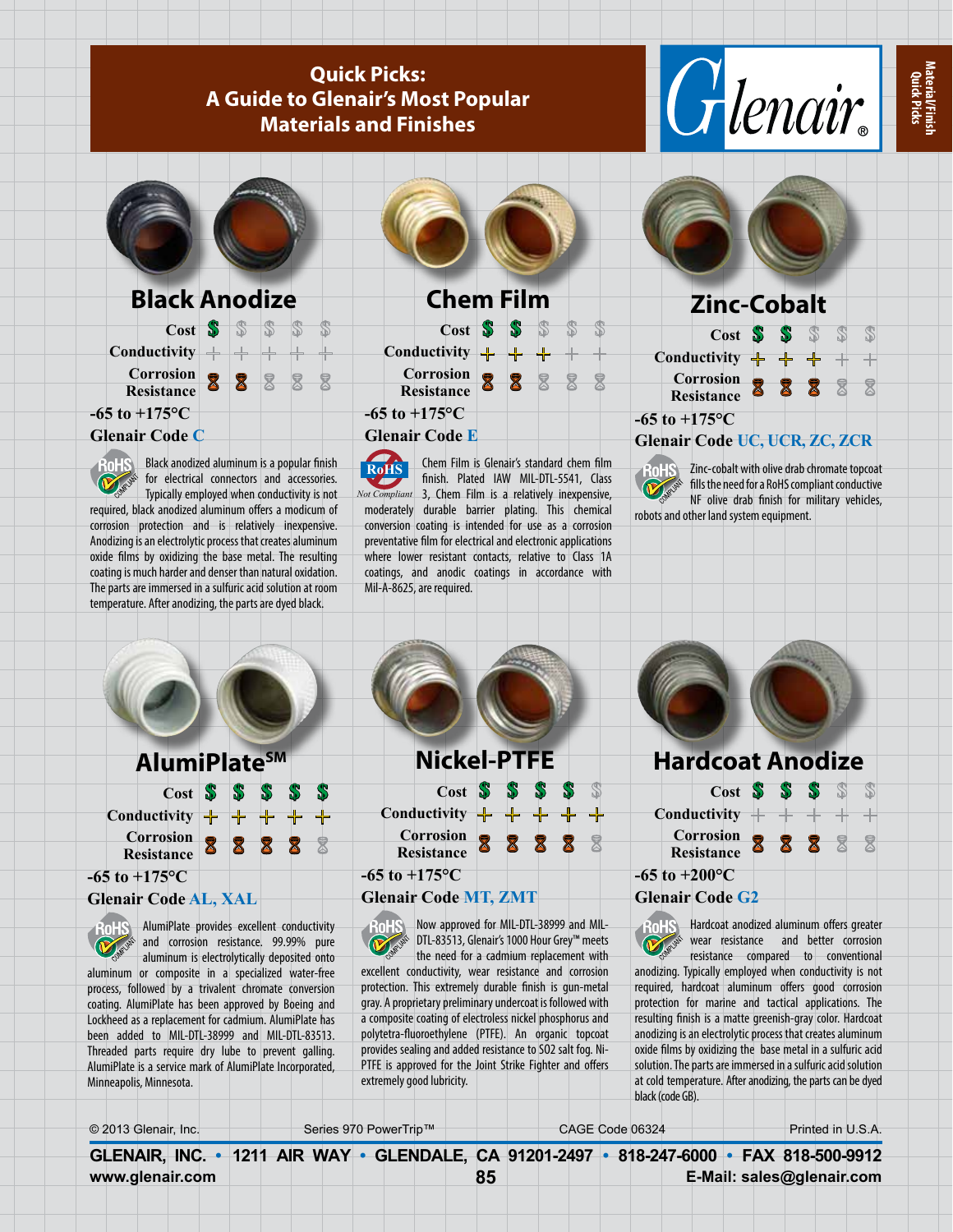# Quick Picks: A Guide to Glenair's Most Popular Materials and Finishes

## Black Anodize

Cost $ (1 of 5)
Conductivity (0 of 5)
Corrosion Resistance (2 of 5)

-65 to +175°C

**Glenair Code C**

RoHS Compliant

Black anodized aluminum is a popular finish for electrical connectors and accessories. Typically employed when conductivity is not required, black anodized aluminum offers a modicum of corrosion protection and is relatively inexpensive. Anodizing is an electrolytic process that creates aluminum oxide films by oxidizing the base metal. The resulting coating is much harder and denser than natural oxidation. The parts are immersed in a sulfuric acid solution at room temperature. After anodizing, the parts are dyed black.

## Chem Film

Cost $ $ (2 of 5)
Conductivity (3 of 5)
Corrosion Resistance (2 of 5)

-65 to +175°C

**Glenair Code E**

RoHS *Not Compliant*

Chem Film is Glenair's standard chem film finish. Plated IAW MIL-DTL-5541, Class 3, Chem Film is a relatively inexpensive, moderately durable barrier plating. This chemical conversion coating is intended for use as a corrosion preventative film for electrical and electronic applications where lower resistant contacts, relative to Class 1A coatings, and anodic coatings in accordance with Mil-A-8625, are required.

## Zinc-Cobalt

Cost $ $ (2 of 5)
Conductivity (3 of 5)
Corrosion Resistance (3 of 5)

-65 to +175°C

**Glenair Code UC, UCR, ZC, ZCR**

RoHS Compliant

Zinc-cobalt with olive drab chromate topcoat fills the need for a RoHS compliant conductive NF olive drab finish for military vehicles, robots and other land system equipment.

## AlumiPlate℠

Cost $ $ $ $ $ (5 of 5)
Conductivity (5 of 5)
Corrosion Resistance (4 of 5)

-65 to +175°C

**Glenair Code AL, XAL**

RoHS Compliant

AlumiPlate provides excellent conductivity and corrosion resistance. 99.99% pure aluminum is electrolytically deposited onto aluminum or composite in a specialized water-free process, followed by a trivalent chromate conversion coating. AlumiPlate has been approved by Boeing and Lockheed as a replacement for cadmium. AlumiPlate has been added to MIL-DTL-38999 and MIL-DTL-83513. Threaded parts require dry lube to prevent galling. AlumiPlate is a service mark of AlumiPlate Incorporated, Minneapolis, Minnesota.

## Nickel-PTFE

Cost $ $ $ $ (4 of 5)
Conductivity (5 of 5)
Corrosion Resistance (4 of 5)

-65 to +175°C

**Glenair Code MT, ZMT**

RoHS Compliant

Now approved for MIL-DTL-38999 and MIL-DTL-83513, Glenair's 1000 Hour Grey™ meets the need for a cadmium replacement with excellent conductivity, wear resistance and corrosion protection. This extremely durable finish is gun-metal gray. A proprietary preliminary undercoat is followed with a composite coating of electroless nickel phosphorus and polytetra-fluoroethylene (PTFE). An organic topcoat provides sealing and added resistance to SO2 salt fog. Ni-PTFE is approved for the Joint Strike Fighter and offers extremely good lubricity.

## Hardcoat Anodize

Cost $ $ $ (3 of 5)
Conductivity (0 of 5)
Corrosion Resistance (3 of 5)

-65 to +200°C

**Glenair Code G2**

RoHS Compliant

Hardcoat anodized aluminum offers greater wear resistance and better corrosion resistance compared to conventional anodizing. Typically employed when conductivity is not required, hardcoat aluminum offers good corrosion protection for marine and tactical applications. The resulting finish is a matte greenish-gray color. Hardcoat anodizing is an electrolytic process that creates aluminum oxide films by oxidizing the base metal in a sulfuric acid solution. The parts are immersed in a sulfuric acid solution at cold temperature. After anodizing, the parts can be dyed black (code GB).